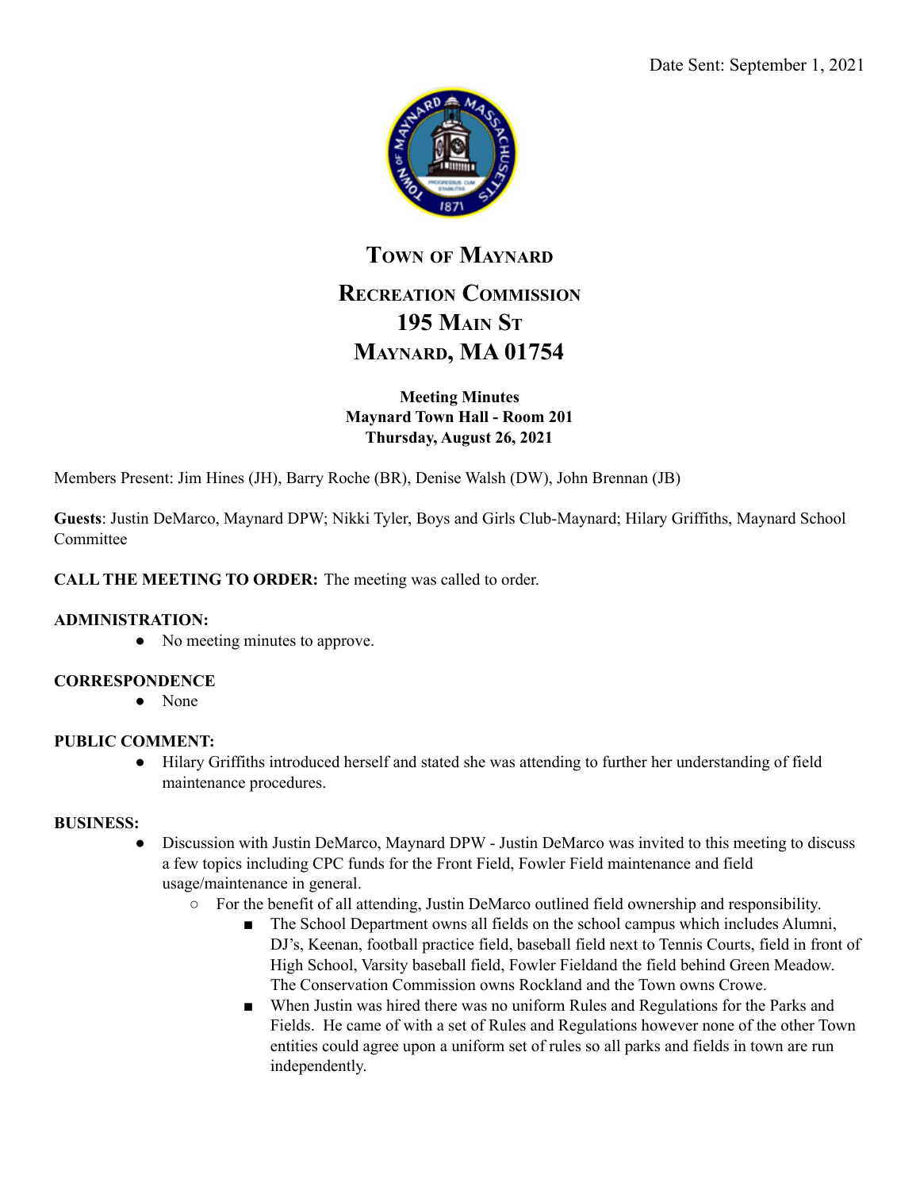Date Sent: September 1, 2021

# Town of Maynard

## Recreation Commission
## 195 Main St
## Maynard, MA 01754

**Meeting Minutes**
**Maynard Town Hall - Room 201**
**Thursday, August 26, 2021**

Members Present: Jim Hines (JH), Barry Roche (BR), Denise Walsh (DW), John Brennan (JB)

**Guests**: Justin DeMarco, Maynard DPW; Nikki Tyler, Boys and Girls Club-Maynard; Hilary Griffiths, Maynard School Committee

**CALL THE MEETING TO ORDER:** The meeting was called to order.

**ADMINISTRATION:**

- No meeting minutes to approve.

**CORRESPONDENCE**

- None

**PUBLIC COMMENT:**

- Hilary Griffiths introduced herself and stated she was attending to further her understanding of field maintenance procedures.

**BUSINESS:**

- Discussion with Justin DeMarco, Maynard DPW - Justin DeMarco was invited to this meeting to discuss a few topics including CPC funds for the Front Field, Fowler Field maintenance and field usage/maintenance in general.
    - For the benefit of all attending, Justin DeMarco outlined field ownership and responsibility.
        - The School Department owns all fields on the school campus which includes Alumni, DJ's, Keenan, football practice field, baseball field next to Tennis Courts, field in front of High School, Varsity baseball field, Fowler Fieldand the field behind Green Meadow. The Conservation Commission owns Rockland and the Town owns Crowe.
        - When Justin was hired there was no uniform Rules and Regulations for the Parks and Fields. He came of with a set of Rules and Regulations however none of the other Town entities could agree upon a uniform set of rules so all parks and fields in town are run independently.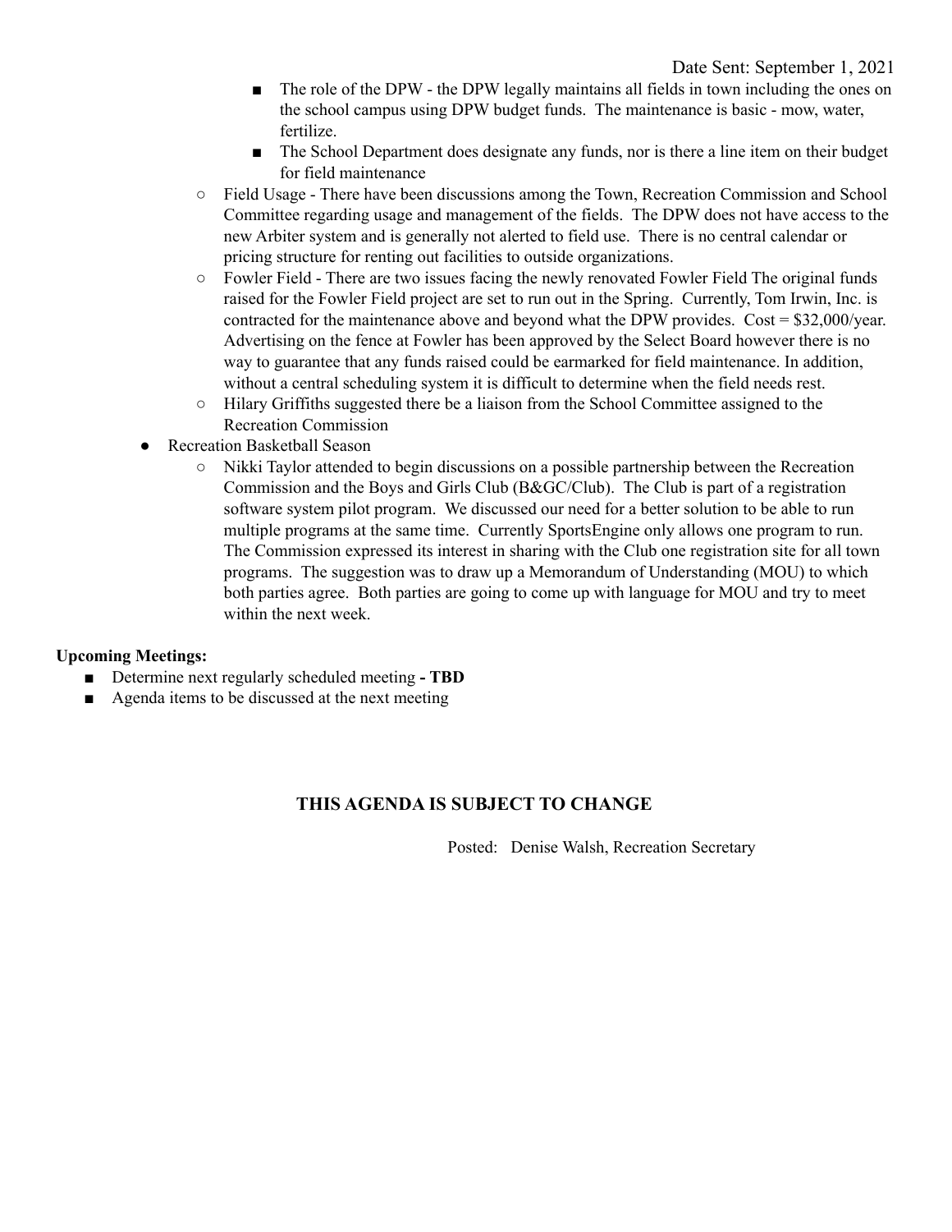Date Sent: September 1, 2021

        - The role of the DPW - the DPW legally maintains all fields in town including the ones on the school campus using DPW budget funds. The maintenance is basic - mow, water, fertilize.
        - The School Department does designate any funds, nor is there a line item on their budget for field maintenance
    - Field Usage - There have been discussions among the Town, Recreation Commission and School Committee regarding usage and management of the fields. The DPW does not have access to the new Arbiter system and is generally not alerted to field use. There is no central calendar or pricing structure for renting out facilities to outside organizations.
    - Fowler Field - There are two issues facing the newly renovated Fowler Field The original funds raised for the Fowler Field project are set to run out in the Spring. Currently, Tom Irwin, Inc. is contracted for the maintenance above and beyond what the DPW provides. Cost = $32,000/year. Advertising on the fence at Fowler has been approved by the Select Board however there is no way to guarantee that any funds raised could be earmarked for field maintenance. In addition, without a central scheduling system it is difficult to determine when the field needs rest.
    - Hilary Griffiths suggested there be a liaison from the School Committee assigned to the Recreation Commission
- Recreation Basketball Season
    - Nikki Taylor attended to begin discussions on a possible partnership between the Recreation Commission and the Boys and Girls Club (B&GC/Club). The Club is part of a registration software system pilot program. We discussed our need for a better solution to be able to run multiple programs at the same time. Currently SportsEngine only allows one program to run. The Commission expressed its interest in sharing with the Club one registration site for all town programs. The suggestion was to draw up a Memorandum of Understanding (MOU) to which both parties agree. Both parties are going to come up with language for MOU and try to meet within the next week.

**Upcoming Meetings:**

- Determine next regularly scheduled meeting **- TBD**
- Agenda items to be discussed at the next meeting

**THIS AGENDA IS SUBJECT TO CHANGE**

Posted: Denise Walsh, Recreation Secretary